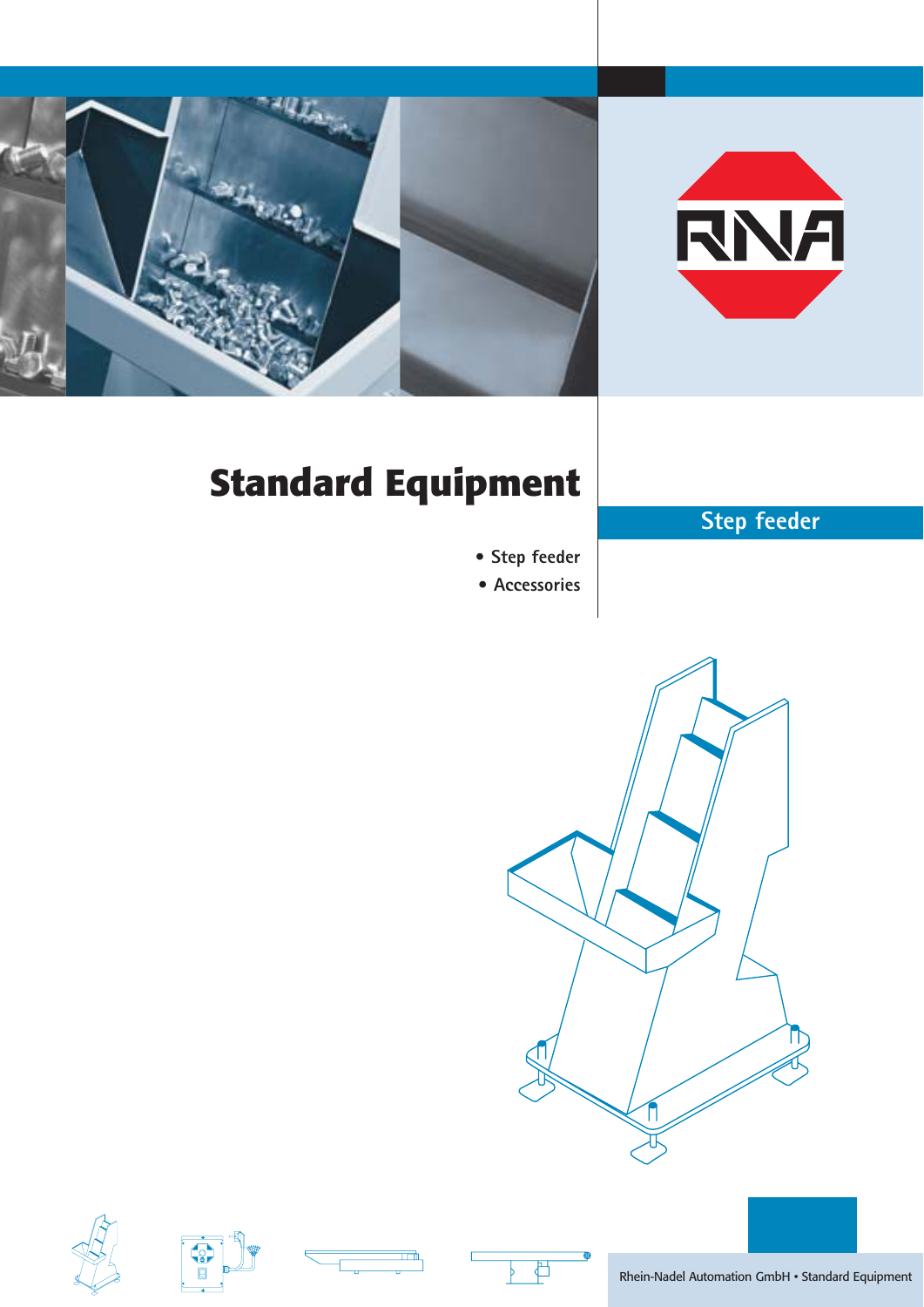RNA

# Standard Equipment

- Step feeder
- Accessories

## Step feeder

Rhein-Nadel Automation GmbH • Standard Equipment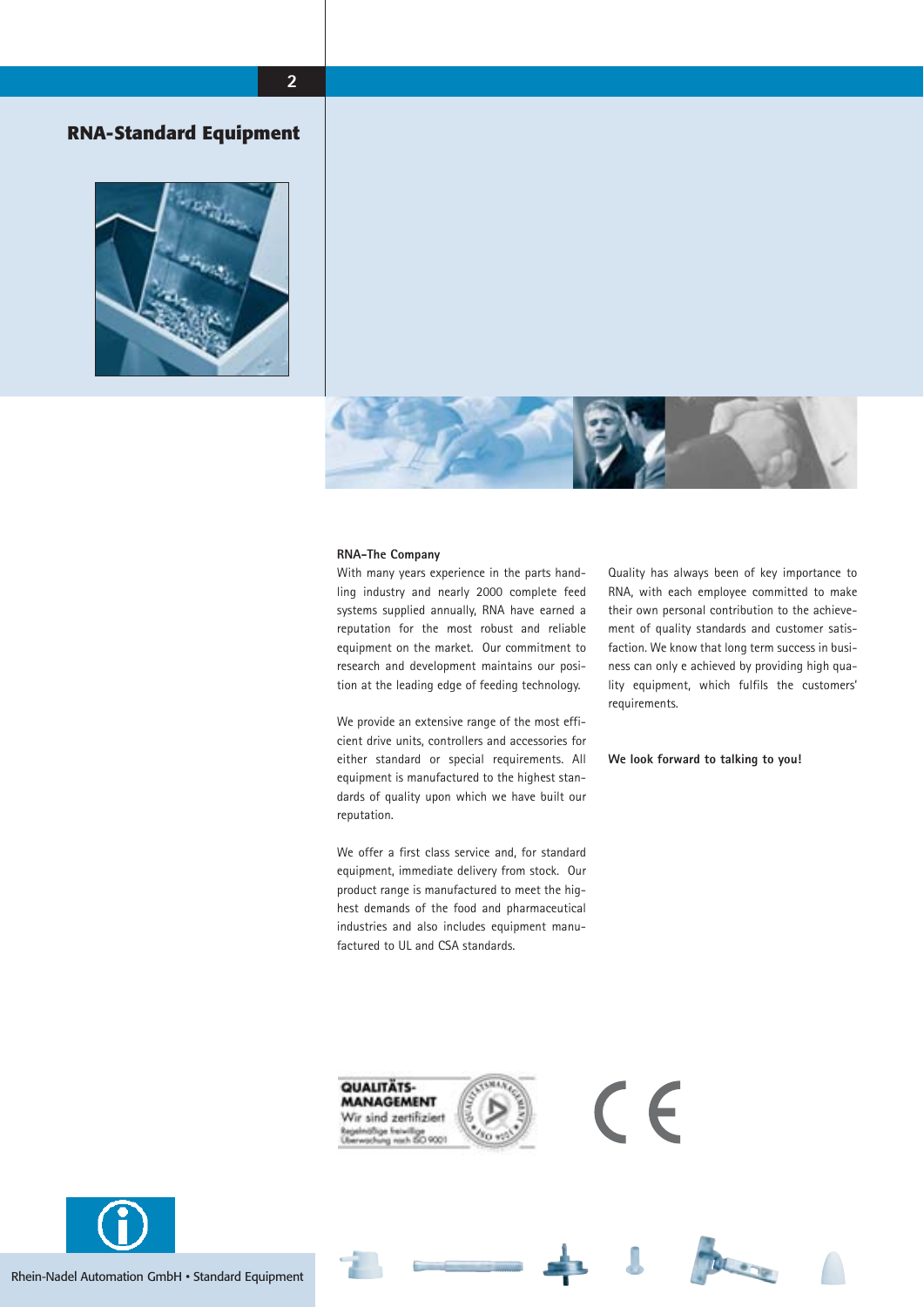# RNA-Standard Equipment

**RNA-The Company**

With many years experience in the parts handling industry and nearly 2000 complete feed systems supplied annually, RNA have earned a reputation for the most robust and reliable equipment on the market. Our commitment to research and development maintains our position at the leading edge of feeding technology.

We provide an extensive range of the most efficient drive units, controllers and accessories for either standard or special requirements. All equipment is manufactured to the highest standards of quality upon which we have built our reputation.

We offer a first class service and, for standard equipment, immediate delivery from stock. Our product range is manufactured to meet the highest demands of the food and pharmaceutical industries and also includes equipment manufactured to UL and CSA standards.

Quality has always been of key importance to RNA, with each employee committed to make their own personal contribution to the achievement of quality standards and customer satisfaction. We know that long term success in business can only e achieved by providing high quality equipment, which fulfils the customers' requirements.

**We look forward to talking to you!**

QUALITÄTS-MANAGEMENT
Wir sind zertifiziert
Regelmäßige freiwillige Überwachung nach ISO 9001

CE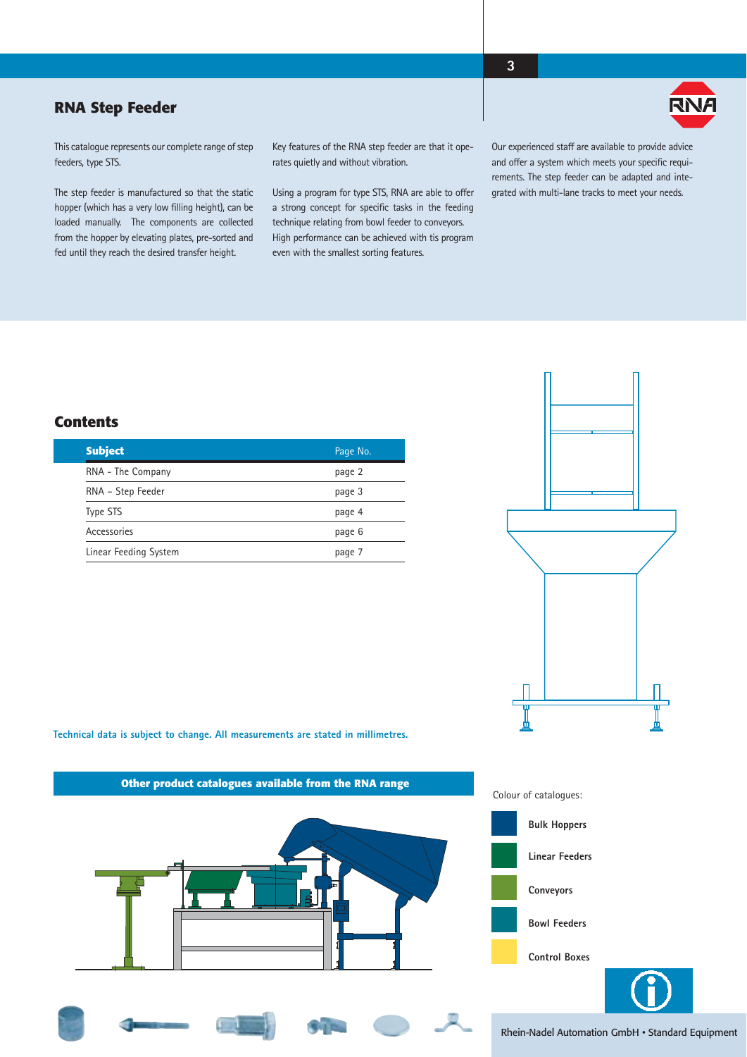# RNA Step Feeder

This catalogue represents our complete range of step feeders, type STS.

The step feeder is manufactured so that the static hopper (which has a very low filling height), can be loaded manually. The components are collected from the hopper by elevating plates, pre-sorted and fed until they reach the desired transfer height.

Key features of the RNA step feeder are that it operates quietly and without vibration.

Using a program for type STS, RNA are able to offer a strong concept for specific tasks in the feeding technique relating from bowl feeder to conveyors. High performance can be achieved with tis program even with the smallest sorting features.

Our experienced staff are available to provide advice and offer a system which meets your specific requirements. The step feeder can be adapted and integrated with multi-lane tracks to meet your needs.

## Contents

| Subject | Page No. |
|---|---|
| RNA - The Company | page 2 |
| RNA – Step Feeder | page 3 |
| Type STS | page 4 |
| Accessories | page 6 |
| Linear Feeding System | page 7 |

**Technical data is subject to change. All measurements are stated in millimetres.**

**Other product catalogues available from the RNA range**

Colour of catalogues:

- **Bulk Hoppers**
- **Linear Feeders**
- **Conveyors**
- **Bowl Feeders**
- **Control Boxes**

Rhein-Nadel Automation GmbH • Standard Equipment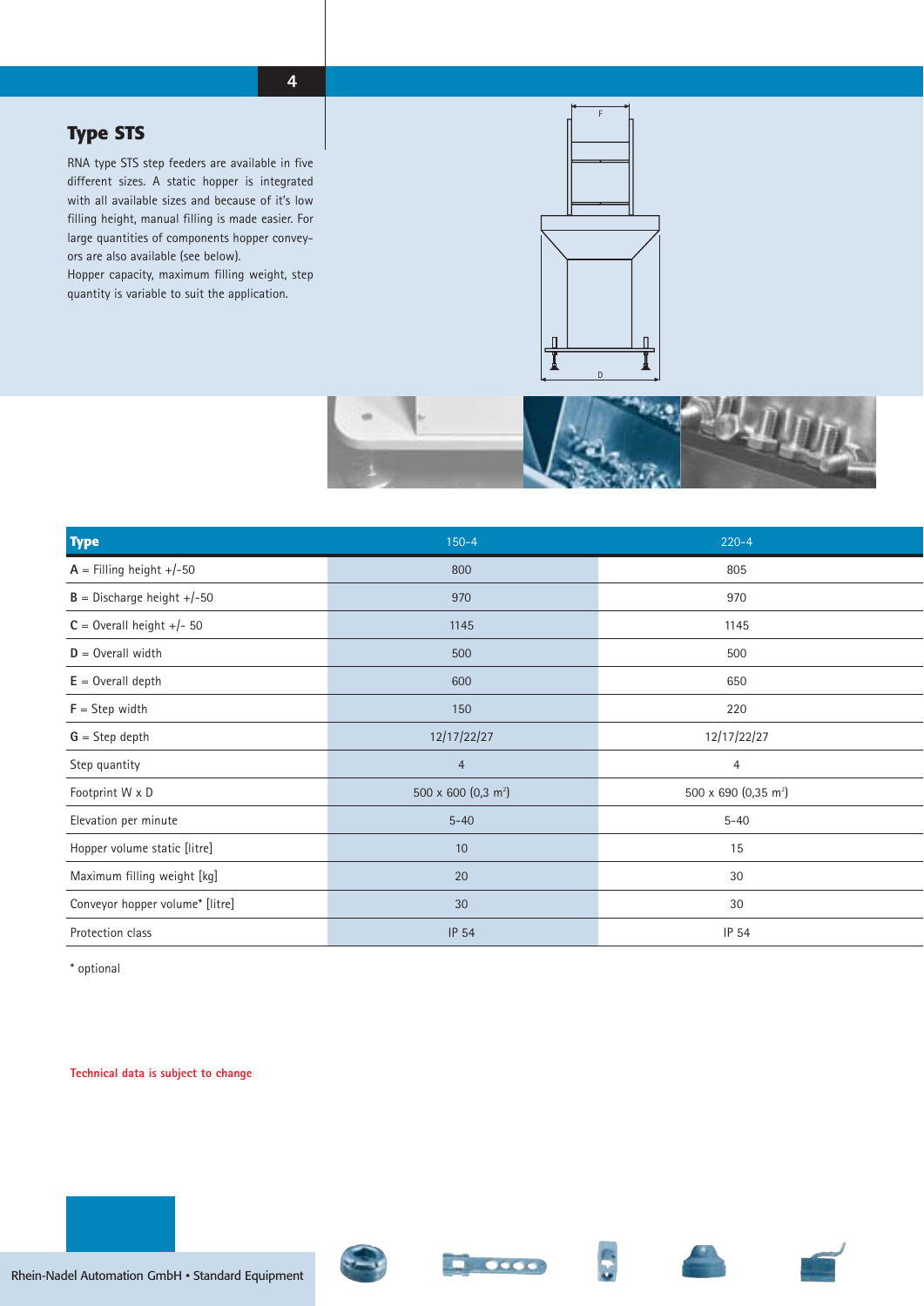## Type STS

RNA type STS step feeders are available in five different sizes. A static hopper is integrated with all available sizes and because of it's low filling height, manual filling is made easier. For large quantities of components hopper conveyors are also available (see below).
Hopper capacity, maximum filling weight, step quantity is variable to suit the application.

| Type | 150-4 | 220-4 |
|---|---|---|
| **A** = Filling height +/-50 | 800 | 805 |
| **B** = Discharge height +/-50 | 970 | 970 |
| **C** = Overall height +/- 50 | 1145 | 1145 |
| **D** = Overall width | 500 | 500 |
| **E** = Overall depth | 600 | 650 |
| **F** = Step width | 150 | 220 |
| **G** = Step depth | 12/17/22/27 | 12/17/22/27 |
| Step quantity | 4 | 4 |
| Footprint W x D | 500 x 600 (0,3 $m^2$) | 500 x 690 (0,35 $m^2$) |
| Elevation per minute | 5-40 | 5-40 |
| Hopper volume static [litre] | 10 | 15 |
| Maximum filling weight [kg] | 20 | 30 |
| Conveyor hopper volume* [litre] | 30 | 30 |
| Protection class | IP 54 | IP 54 |

* optional

**Technical data is subject to change**

Rhein-Nadel Automation GmbH • Standard Equipment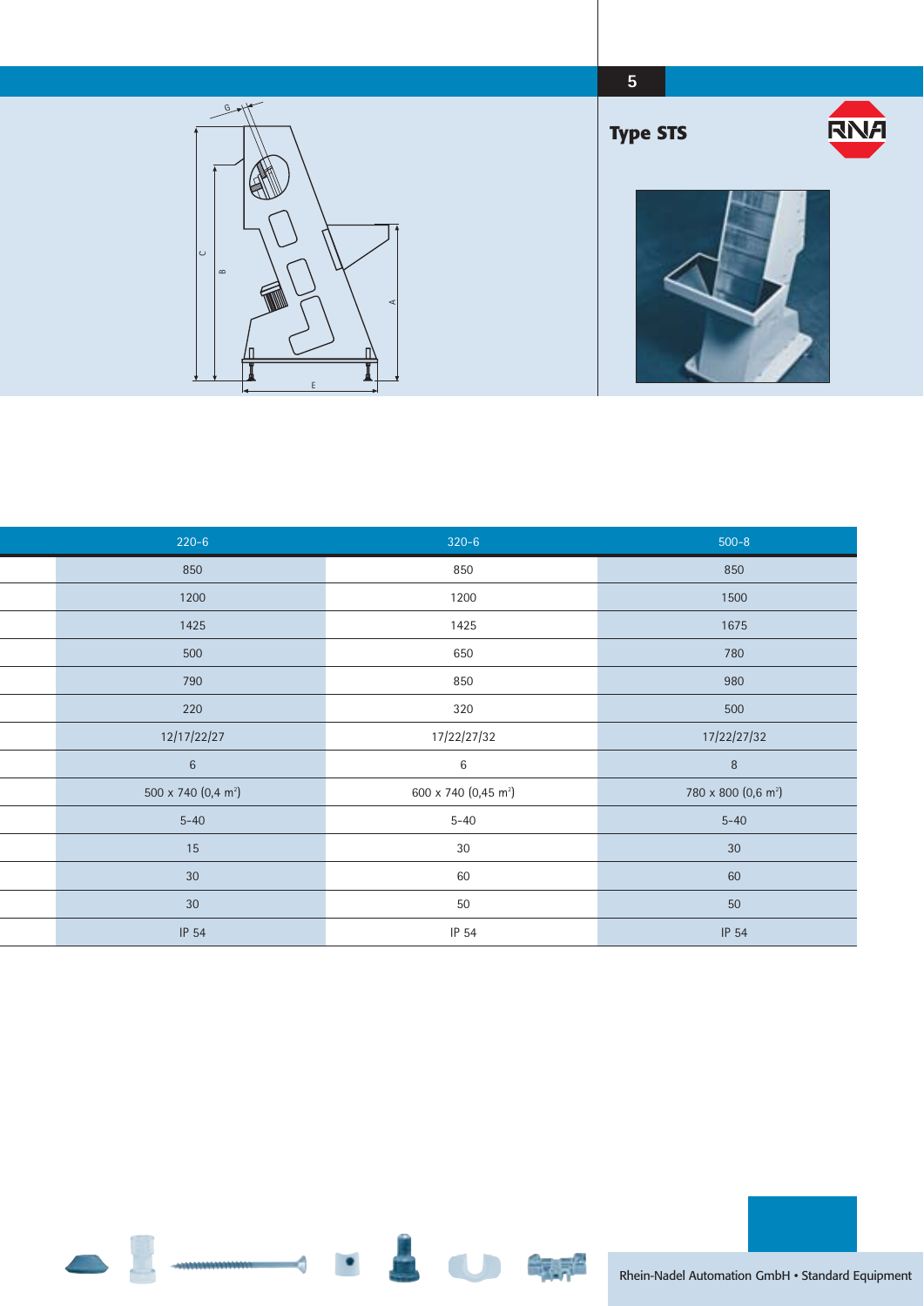## Type STS

| 220-6 | 320-6 | 500-8 |
|---|---|---|
| 850 | 850 | 850 |
| 1200 | 1200 | 1500 |
| 1425 | 1425 | 1675 |
| 500 | 650 | 780 |
| 790 | 850 | 980 |
| 220 | 320 | 500 |
| 12/17/22/27 | 17/22/27/32 | 17/22/27/32 |
| 6 | 6 | 8 |
| 500 x 740 (0,4 $m^2$) | 600 x 740 (0,45 $m^2$) | 780 x 800 (0,6 $m^2$) |
| 5-40 | 5-40 | 5-40 |
| 15 | 30 | 30 |
| 30 | 60 | 60 |
| 30 | 50 | 50 |
| IP 54 | IP 54 | IP 54 |

Rhein-Nadel Automation GmbH • Standard Equipment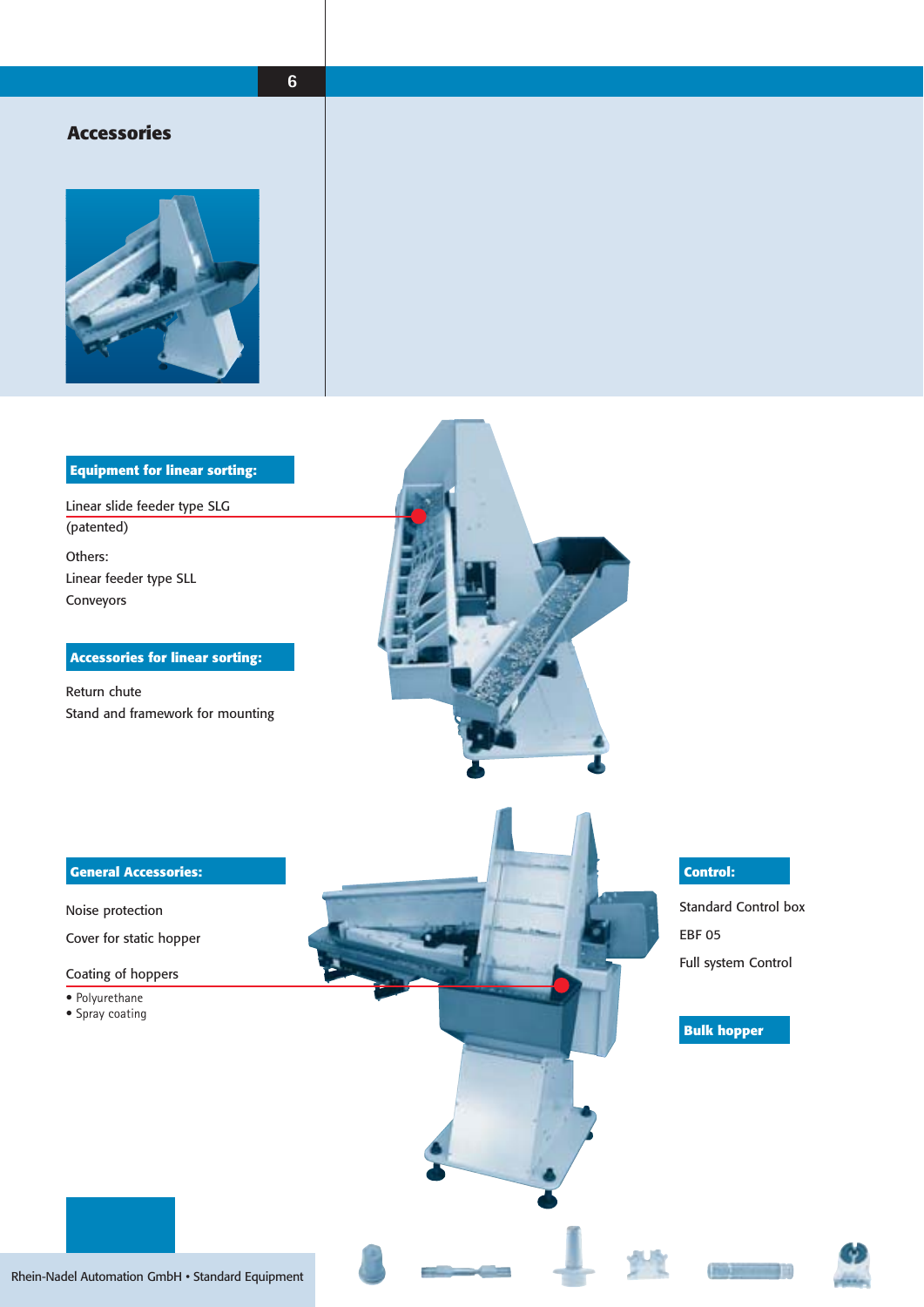# Accessories

## Equipment for linear sorting:

Linear slide feeder type SLG (patented)

Others:
Linear feeder type SLL
Conveyors

## Accessories for linear sorting:

Return chute
Stand and framework for mounting

## General Accessories:

Noise protection

Cover for static hopper

Coating of hoppers

- Polyurethane
- Spray coating

## Control:

Standard Control box

EBF 05

Full system Control

## Bulk hopper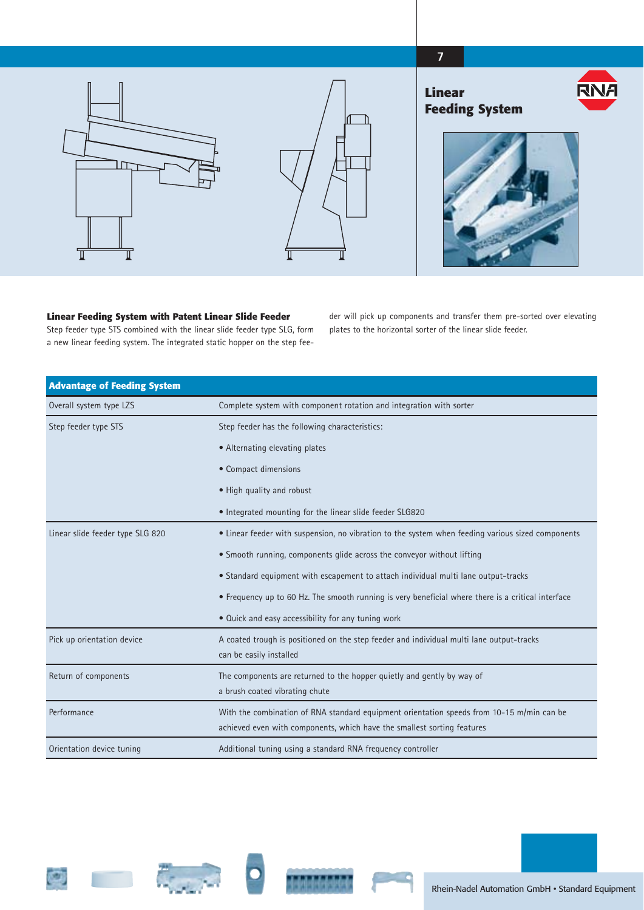# Linear Feeding System

## Linear Feeding System with Patent Linear Slide Feeder

Step feeder type STS combined with the linear slide feeder type SLG, form a new linear feeding system. The integrated static hopper on the step feeder will pick up components and transfer them pre-sorted over elevating plates to the horizontal sorter of the linear slide feeder.

| Advantage of Feeding System | |
|---|---|
| Overall system type LZS | Complete system with component rotation and integration with sorter |
| Step feeder type STS | Step feeder has the following characteristics:<br>• Alternating elevating plates<br>• Compact dimensions<br>• High quality and robust<br>• Integrated mounting for the linear slide feeder SLG820 |
| Linear slide feeder type SLG 820 | • Linear feeder with suspension, no vibration to the system when feeding various sized components<br>• Smooth running, components glide across the conveyor without lifting<br>• Standard equipment with escapement to attach individual multi lane output-tracks<br>• Frequency up to 60 Hz. The smooth running is very beneficial where there is a critical interface<br>• Quick and easy accessibility for any tuning work |
| Pick up orientation device | A coated trough is positioned on the step feeder and individual multi lane output-tracks can be easily installed |
| Return of components | The components are returned to the hopper quietly and gently by way of a brush coated vibrating chute |
| Performance | With the combination of RNA standard equipment orientation speeds from 10-15 m/min can be achieved even with components, which have the smallest sorting features |
| Orientation device tuning | Additional tuning using a standard RNA frequency controller |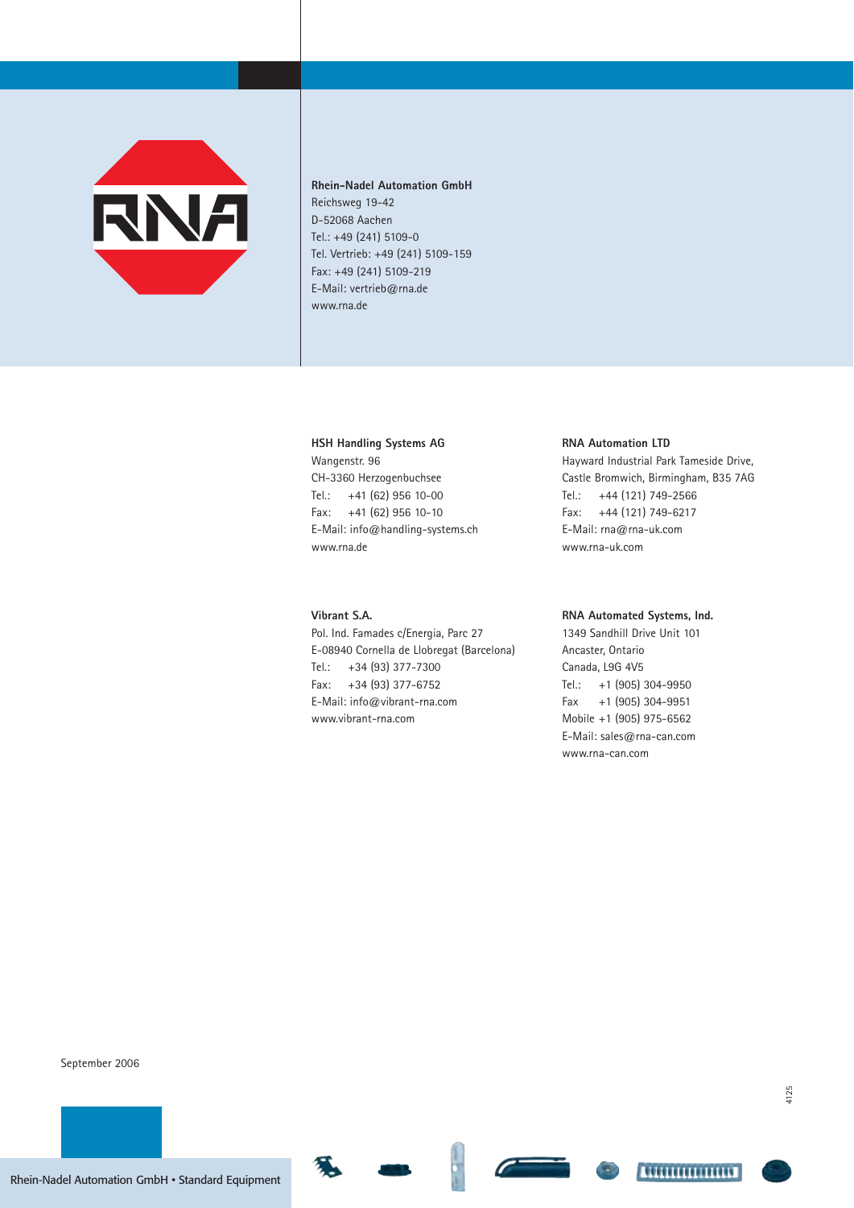**Rhein-Nadel Automation GmbH**
Reichsweg 19-42
D-52068 Aachen
Tel.: +49 (241) 5109-0
Tel. Vertrieb: +49 (241) 5109-159
Fax: +49 (241) 5109-219
E-Mail: vertrieb@rna.de
www.rna.de

**HSH Handling Systems AG**
Wangenstr. 96
CH-3360 Herzogenbuchsee
Tel.: +41 (62) 956 10-00
Fax: +41 (62) 956 10-10
E-Mail: info@handling-systems.ch
www.rna.de

**RNA Automation LTD**
Hayward Industrial Park Tameside Drive,
Castle Bromwich, Birmingham, B35 7AG
Tel.: +44 (121) 749-2566
Fax: +44 (121) 749-6217
E-Mail: rna@rna-uk.com
www.rna-uk.com

**Vibrant S.A.**
Pol. Ind. Famades c/Energia, Parc 27
E-08940 Cornella de Llobregat (Barcelona)
Tel.: +34 (93) 377-7300
Fax: +34 (93) 377-6752
E-Mail: info@vibrant-rna.com
www.vibrant-rna.com

**RNA Automated Systems, Ind.**
1349 Sandhill Drive Unit 101
Ancaster, Ontario
Canada, L9G 4V5
Tel.: +1 (905) 304-9950
Fax +1 (905) 304-9951
Mobile +1 (905) 975-6562
E-Mail: sales@rna-can.com
www.rna-can.com

September 2006

4125